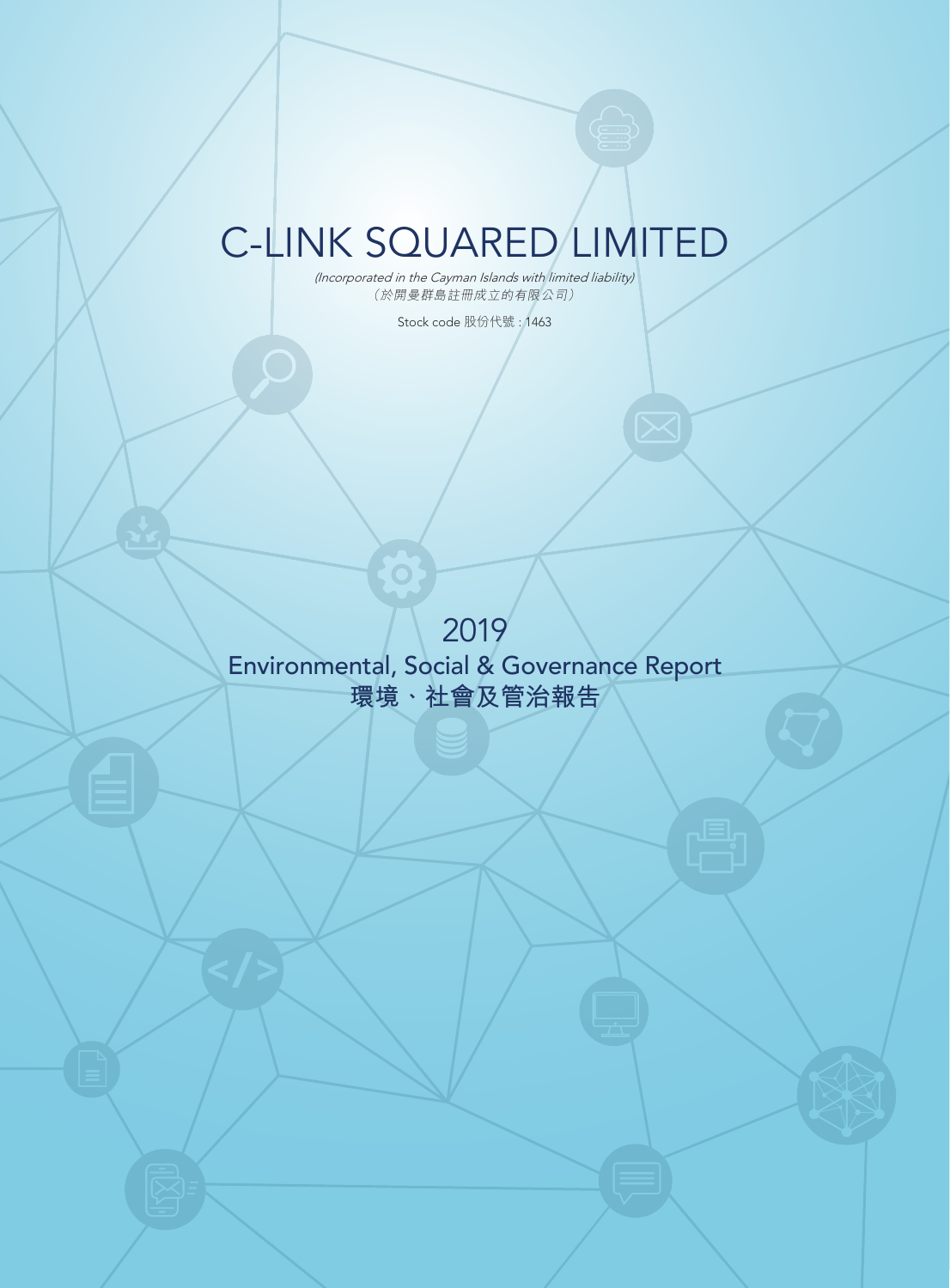# C-LINK SQUARED LIMITED

*(Incorporated in the Cayman Islands with limited liability)*
*（於開曼群島註冊成立的有限公司）*

Stock code 股份代號 : 1463

## 2019
## Environmental, Social & Governance Report
## 環境、社會及管治報告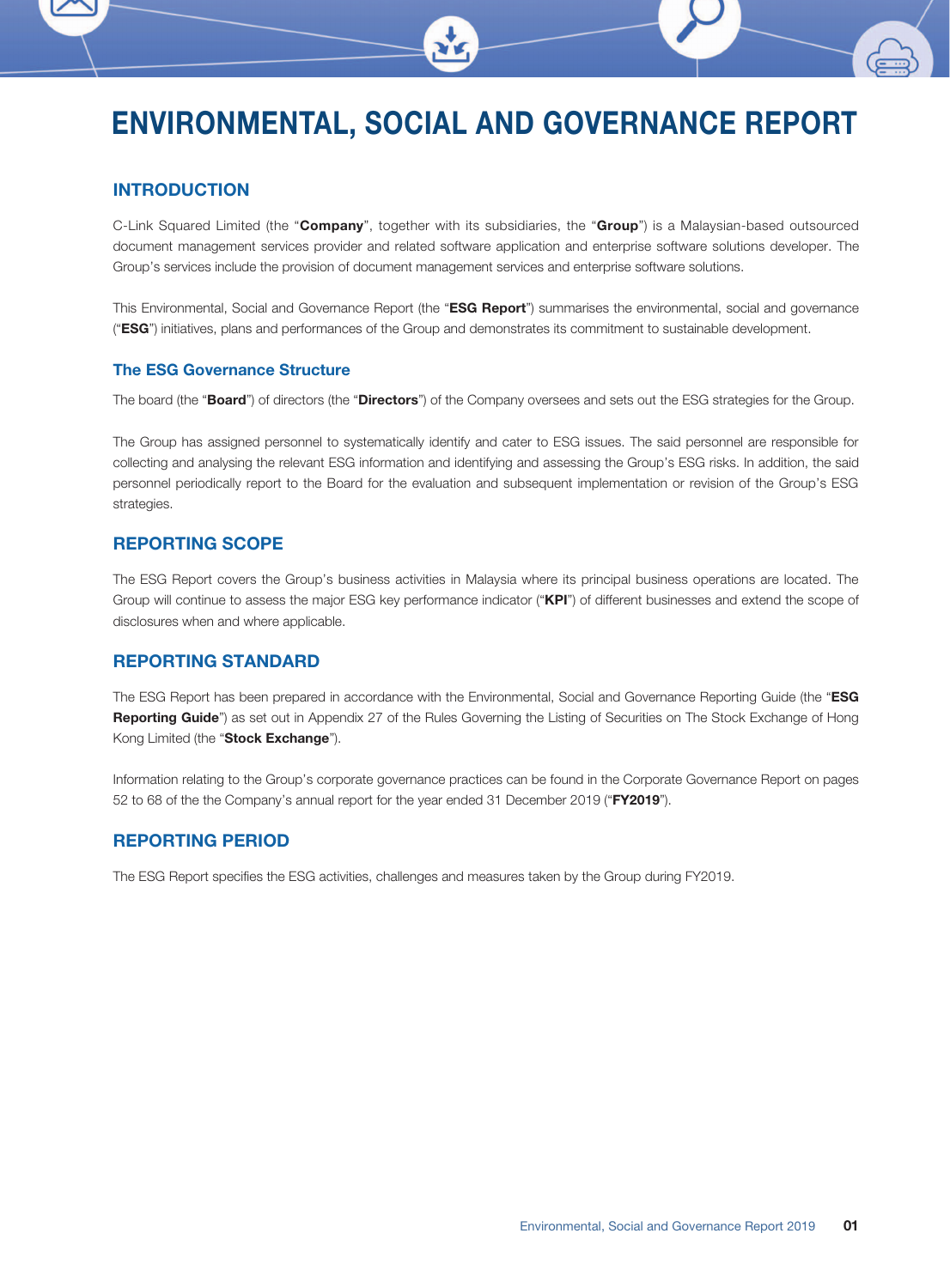# ENVIRONMENTAL, SOCIAL AND GOVERNANCE REPORT

## INTRODUCTION

C-Link Squared Limited (the "**Company**", together with its subsidiaries, the "**Group**") is a Malaysian-based outsourced document management services provider and related software application and enterprise software solutions developer. The Group's services include the provision of document management services and enterprise software solutions.

This Environmental, Social and Governance Report (the "**ESG Report**") summarises the environmental, social and governance ("**ESG**") initiatives, plans and performances of the Group and demonstrates its commitment to sustainable development.

### The ESG Governance Structure

The board (the "**Board**") of directors (the "**Directors**") of the Company oversees and sets out the ESG strategies for the Group.

The Group has assigned personnel to systematically identify and cater to ESG issues. The said personnel are responsible for collecting and analysing the relevant ESG information and identifying and assessing the Group's ESG risks. In addition, the said personnel periodically report to the Board for the evaluation and subsequent implementation or revision of the Group's ESG strategies.

## REPORTING SCOPE

The ESG Report covers the Group's business activities in Malaysia where its principal business operations are located. The Group will continue to assess the major ESG key performance indicator ("**KPI**") of different businesses and extend the scope of disclosures when and where applicable.

## REPORTING STANDARD

The ESG Report has been prepared in accordance with the Environmental, Social and Governance Reporting Guide (the "**ESG Reporting Guide**") as set out in Appendix 27 of the Rules Governing the Listing of Securities on The Stock Exchange of Hong Kong Limited (the "**Stock Exchange**").

Information relating to the Group's corporate governance practices can be found in the Corporate Governance Report on pages 52 to 68 of the the Company's annual report for the year ended 31 December 2019 ("**FY2019**").

## REPORTING PERIOD

The ESG Report specifies the ESG activities, challenges and measures taken by the Group during FY2019.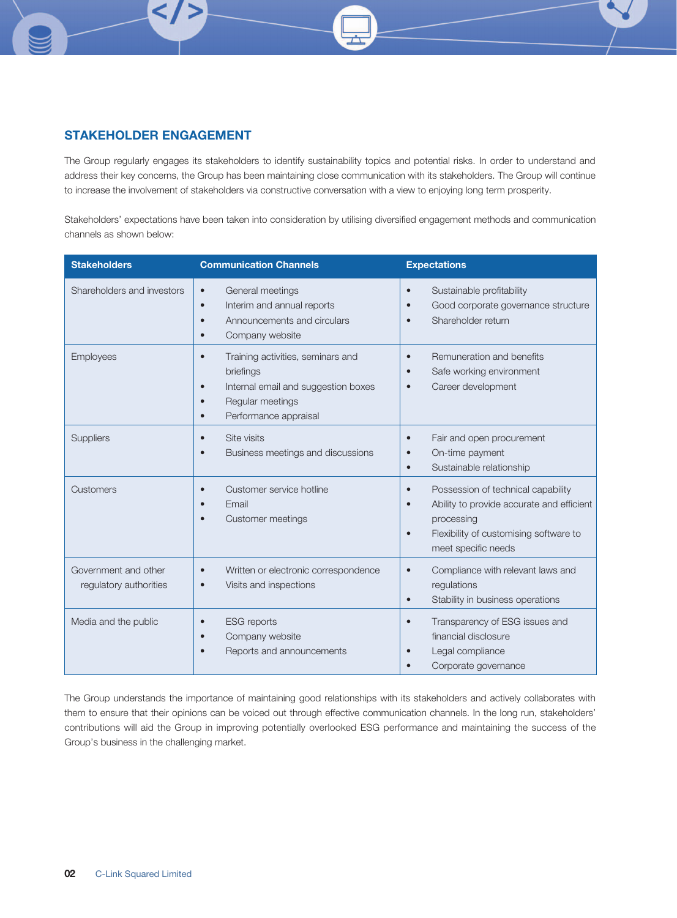## STAKEHOLDER ENGAGEMENT

The Group regularly engages its stakeholders to identify sustainability topics and potential risks. In order to understand and address their key concerns, the Group has been maintaining close communication with its stakeholders. The Group will continue to increase the involvement of stakeholders via constructive conversation with a view to enjoying long term prosperity.

Stakeholders' expectations have been taken into consideration by utilising diversified engagement methods and communication channels as shown below:

| Stakeholders | Communication Channels | Expectations |
|---|---|---|
| Shareholders and investors | • General meetings<br>• Interim and annual reports<br>• Announcements and circulars<br>• Company website | • Sustainable profitability<br>• Good corporate governance structure<br>• Shareholder return |
| Employees | • Training activities, seminars and briefings<br>• Internal email and suggestion boxes<br>• Regular meetings<br>• Performance appraisal | • Remuneration and benefits<br>• Safe working environment<br>• Career development |
| Suppliers | • Site visits<br>• Business meetings and discussions | • Fair and open procurement<br>• On-time payment<br>• Sustainable relationship |
| Customers | • Customer service hotline<br>• Email<br>• Customer meetings | • Possession of technical capability<br>• Ability to provide accurate and efficient processing<br>• Flexibility of customising software to meet specific needs |
| Government and other regulatory authorities | • Written or electronic correspondence<br>• Visits and inspections | • Compliance with relevant laws and regulations<br>• Stability in business operations |
| Media and the public | • ESG reports<br>• Company website<br>• Reports and announcements | • Transparency of ESG issues and financial disclosure<br>• Legal compliance<br>• Corporate governance |

The Group understands the importance of maintaining good relationships with its stakeholders and actively collaborates with them to ensure that their opinions can be voiced out through effective communication channels. In the long run, stakeholders' contributions will aid the Group in improving potentially overlooked ESG performance and maintaining the success of the Group's business in the challenging market.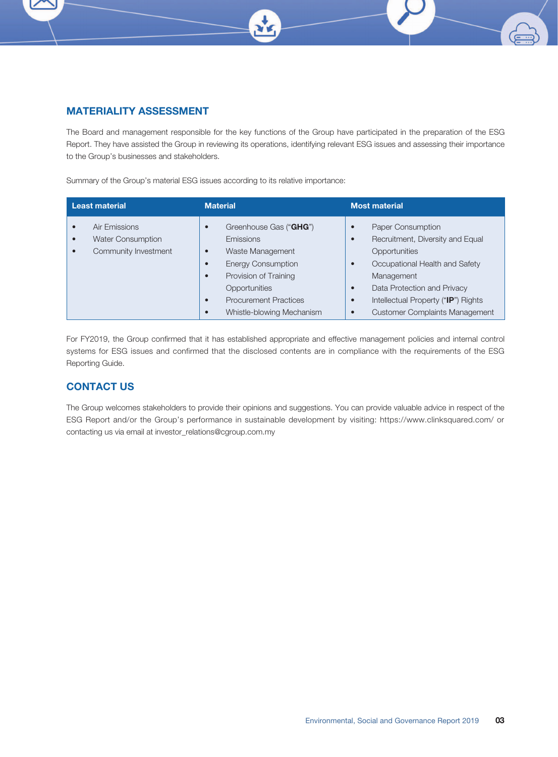## MATERIALITY ASSESSMENT

The Board and management responsible for the key functions of the Group have participated in the preparation of the ESG Report. They have assisted the Group in reviewing its operations, identifying relevant ESG issues and assessing their importance to the Group's businesses and stakeholders.

Summary of the Group's material ESG issues according to its relative importance:

| Least material | Material | Most material |
|---|---|---|
| • Air Emissions<br>• Water Consumption<br>• Community Investment | • Greenhouse Gas ("**GHG**") Emissions<br>• Waste Management<br>• Energy Consumption<br>• Provision of Training Opportunities<br>• Procurement Practices<br>• Whistle-blowing Mechanism | • Paper Consumption<br>• Recruitment, Diversity and Equal Opportunities<br>• Occupational Health and Safety Management<br>• Data Protection and Privacy<br>• Intellectual Property ("**IP**") Rights<br>• Customer Complaints Management |

For FY2019, the Group confirmed that it has established appropriate and effective management policies and internal control systems for ESG issues and confirmed that the disclosed contents are in compliance with the requirements of the ESG Reporting Guide.

## CONTACT US

The Group welcomes stakeholders to provide their opinions and suggestions. You can provide valuable advice in respect of the ESG Report and/or the Group's performance in sustainable development by visiting: https://www.clinksquared.com/ or contacting us via email at investor_relations@cgroup.com.my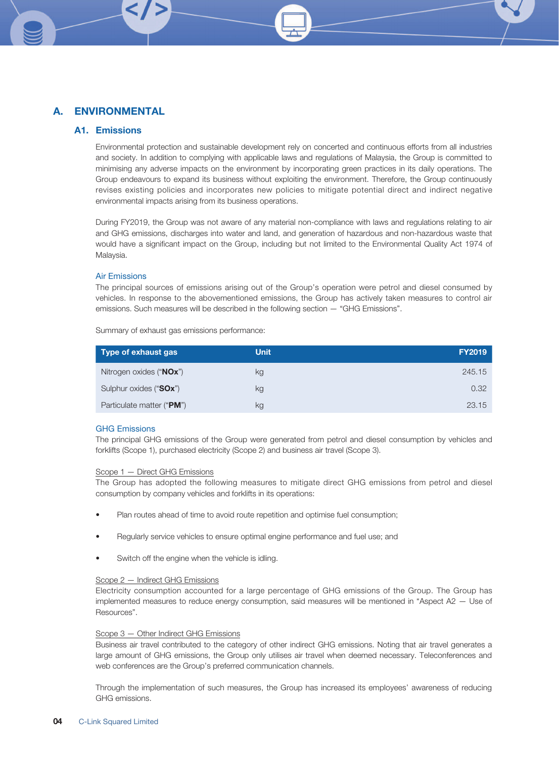# A. ENVIRONMENTAL

## A1. Emissions

Environmental protection and sustainable development rely on concerted and continuous efforts from all industries and society. In addition to complying with applicable laws and regulations of Malaysia, the Group is committed to minimising any adverse impacts on the environment by incorporating green practices in its daily operations. The Group endeavours to expand its business without exploiting the environment. Therefore, the Group continuously revises existing policies and incorporates new policies to mitigate potential direct and indirect negative environmental impacts arising from its business operations.

During FY2019, the Group was not aware of any material non-compliance with laws and regulations relating to air and GHG emissions, discharges into water and land, and generation of hazardous and non-hazardous waste that would have a significant impact on the Group, including but not limited to the Environmental Quality Act 1974 of Malaysia.

### Air Emissions

The principal sources of emissions arising out of the Group's operation were petrol and diesel consumed by vehicles. In response to the abovementioned emissions, the Group has actively taken measures to control air emissions. Such measures will be described in the following section — "GHG Emissions".

Summary of exhaust gas emissions performance:

| Type of exhaust gas | Unit | FY2019 |
|---|---|---|
| Nitrogen oxides ("**NOx**") | kg | 245.15 |
| Sulphur oxides ("**SOx**") | kg | 0.32 |
| Particulate matter ("**PM**") | kg | 23.15 |

### GHG Emissions

The principal GHG emissions of the Group were generated from petrol and diesel consumption by vehicles and forklifts (Scope 1), purchased electricity (Scope 2) and business air travel (Scope 3).

Scope 1 — Direct GHG Emissions

The Group has adopted the following measures to mitigate direct GHG emissions from petrol and diesel consumption by company vehicles and forklifts in its operations:

- Plan routes ahead of time to avoid route repetition and optimise fuel consumption;
- Regularly service vehicles to ensure optimal engine performance and fuel use; and
- Switch off the engine when the vehicle is idling.

Scope 2 — Indirect GHG Emissions

Electricity consumption accounted for a large percentage of GHG emissions of the Group. The Group has implemented measures to reduce energy consumption, said measures will be mentioned in "Aspect A2 — Use of Resources".

Scope 3 — Other Indirect GHG Emissions

Business air travel contributed to the category of other indirect GHG emissions. Noting that air travel generates a large amount of GHG emissions, the Group only utilises air travel when deemed necessary. Teleconferences and web conferences are the Group's preferred communication channels.

Through the implementation of such measures, the Group has increased its employees' awareness of reducing GHG emissions.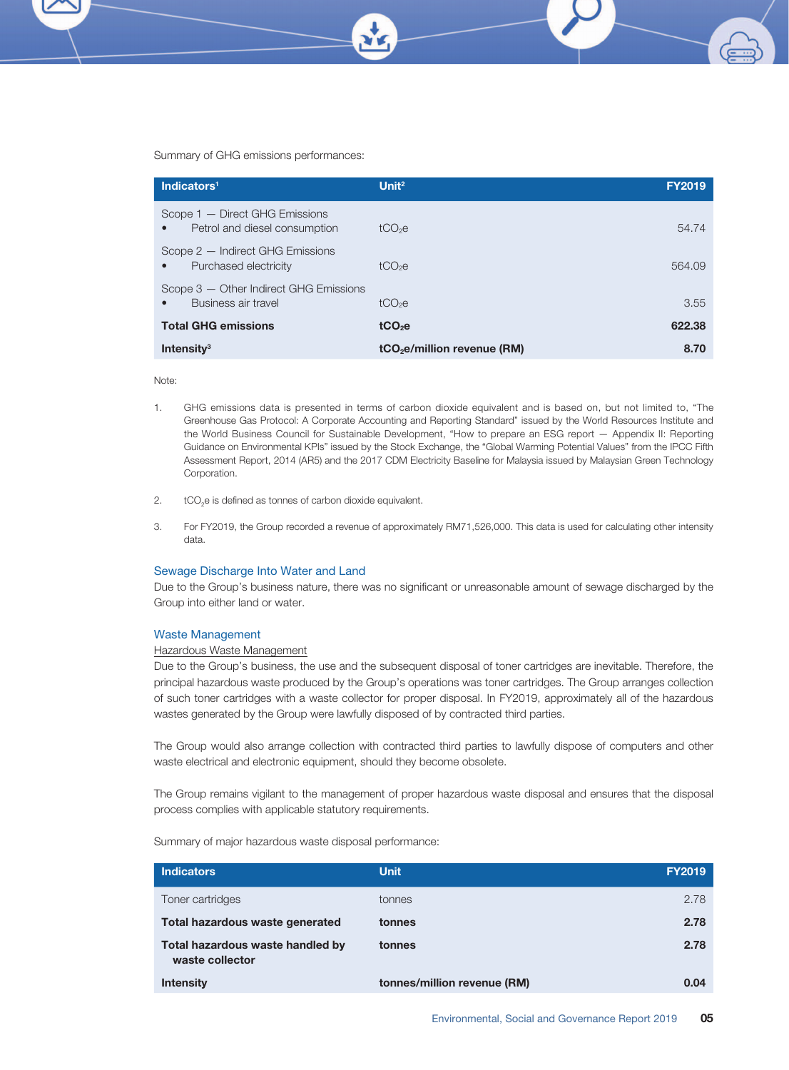Summary of GHG emissions performances:

| Indicators[1] | Unit[2] | FY2019 |
|---|---|---|
| Scope 1 — Direct GHG Emissions<br>• Petrol and diesel consumption | $tCO_2e$ | 54.74 |
| Scope 2 — Indirect GHG Emissions<br>• Purchased electricity | $tCO_2e$ | 564.09 |
| Scope 3 — Other Indirect GHG Emissions<br>• Business air travel | $tCO_2e$ | 3.55 |
| **Total GHG emissions** | **$tCO_2e$** | **622.38** |
| **Intensity[3]** | **$tCO_2e$/million revenue (RM)** | **8.70** |

Note:

1. GHG emissions data is presented in terms of carbon dioxide equivalent and is based on, but not limited to, "The Greenhouse Gas Protocol: A Corporate Accounting and Reporting Standard" issued by the World Resources Institute and the World Business Council for Sustainable Development, "How to prepare an ESG report — Appendix II: Reporting Guidance on Environmental KPIs" issued by the Stock Exchange, the "Global Warming Potential Values" from the IPCC Fifth Assessment Report, 2014 (AR5) and the 2017 CDM Electricity Baseline for Malaysia issued by Malaysian Green Technology Corporation.

2. $tCO_2e$ is defined as tonnes of carbon dioxide equivalent.

3. For FY2019, the Group recorded a revenue of approximately RM71,526,000. This data is used for calculating other intensity data.

### Sewage Discharge Into Water and Land

Due to the Group's business nature, there was no significant or unreasonable amount of sewage discharged by the Group into either land or water.

### Waste Management

Hazardous Waste Management

Due to the Group's business, the use and the subsequent disposal of toner cartridges are inevitable. Therefore, the principal hazardous waste produced by the Group's operations was toner cartridges. The Group arranges collection of such toner cartridges with a waste collector for proper disposal. In FY2019, approximately all of the hazardous wastes generated by the Group were lawfully disposed of by contracted third parties.

The Group would also arrange collection with contracted third parties to lawfully dispose of computers and other waste electrical and electronic equipment, should they become obsolete.

The Group remains vigilant to the management of proper hazardous waste disposal and ensures that the disposal process complies with applicable statutory requirements.

Summary of major hazardous waste disposal performance:

| Indicators | Unit | FY2019 |
|---|---|---|
| Toner cartridges | tonnes | 2.78 |
| **Total hazardous waste generated** | **tonnes** | **2.78** |
| **Total hazardous waste handled by waste collector** | **tonnes** | **2.78** |
| **Intensity** | **tonnes/million revenue (RM)** | **0.04** |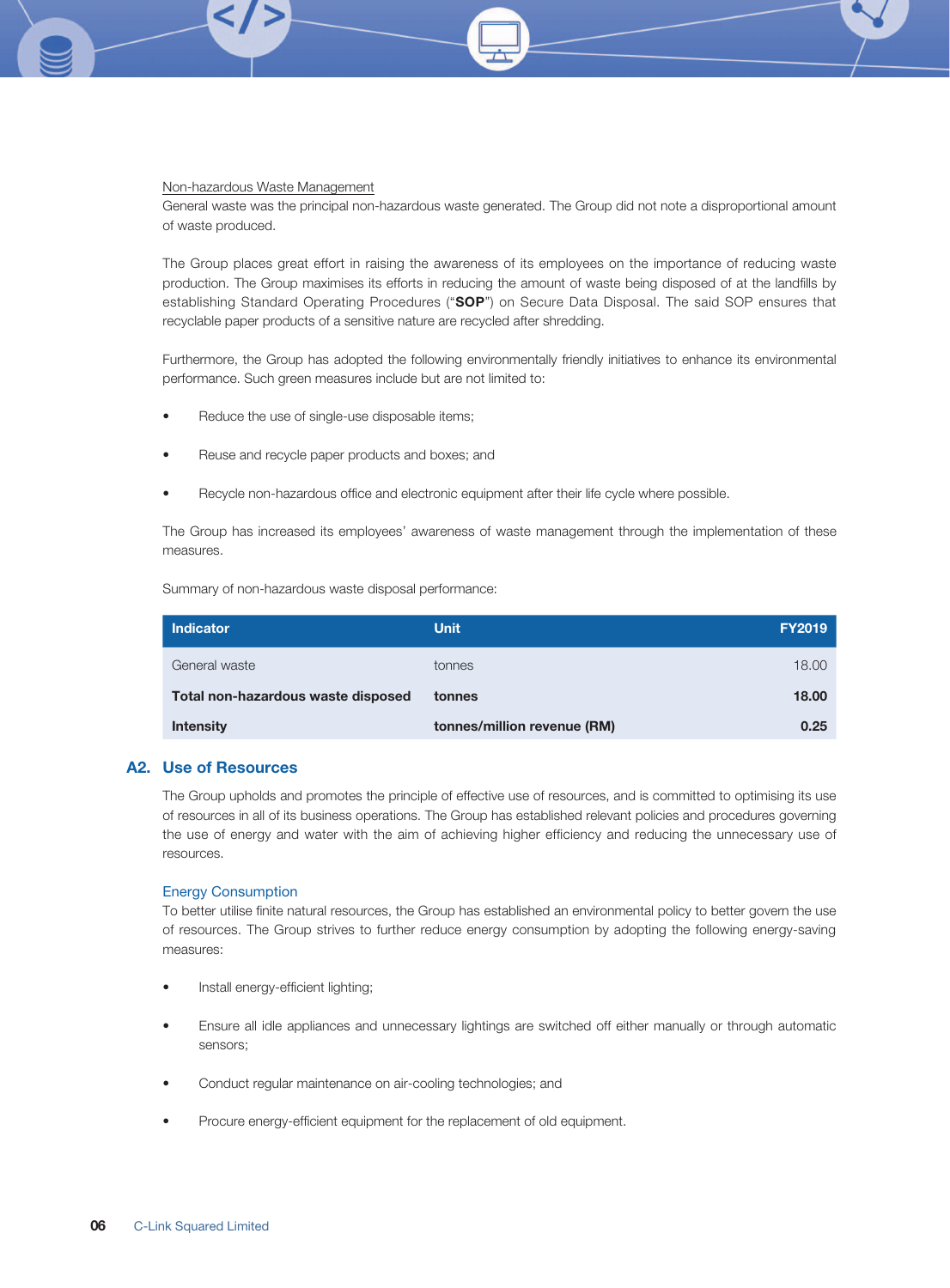Non-hazardous Waste Management

General waste was the principal non-hazardous waste generated. The Group did not note a disproportional amount of waste produced.

The Group places great effort in raising the awareness of its employees on the importance of reducing waste production. The Group maximises its efforts in reducing the amount of waste being disposed of at the landfills by establishing Standard Operating Procedures ("**SOP**") on Secure Data Disposal. The said SOP ensures that recyclable paper products of a sensitive nature are recycled after shredding.

Furthermore, the Group has adopted the following environmentally friendly initiatives to enhance its environmental performance. Such green measures include but are not limited to:

- Reduce the use of single-use disposable items;
- Reuse and recycle paper products and boxes; and
- Recycle non-hazardous office and electronic equipment after their life cycle where possible.

The Group has increased its employees' awareness of waste management through the implementation of these measures.

Summary of non-hazardous waste disposal performance:

| Indicator | Unit | FY2019 |
|---|---|---|
| General waste | tonnes | 18.00 |
| **Total non-hazardous waste disposed** | **tonnes** | **18.00** |
| **Intensity** | **tonnes/million revenue (RM)** | **0.25** |

## A2. Use of Resources

The Group upholds and promotes the principle of effective use of resources, and is committed to optimising its use of resources in all of its business operations. The Group has established relevant policies and procedures governing the use of energy and water with the aim of achieving higher efficiency and reducing the unnecessary use of resources.

### Energy Consumption

To better utilise finite natural resources, the Group has established an environmental policy to better govern the use of resources. The Group strives to further reduce energy consumption by adopting the following energy-saving measures:

- Install energy-efficient lighting;
- Ensure all idle appliances and unnecessary lightings are switched off either manually or through automatic sensors;
- Conduct regular maintenance on air-cooling technologies; and
- Procure energy-efficient equipment for the replacement of old equipment.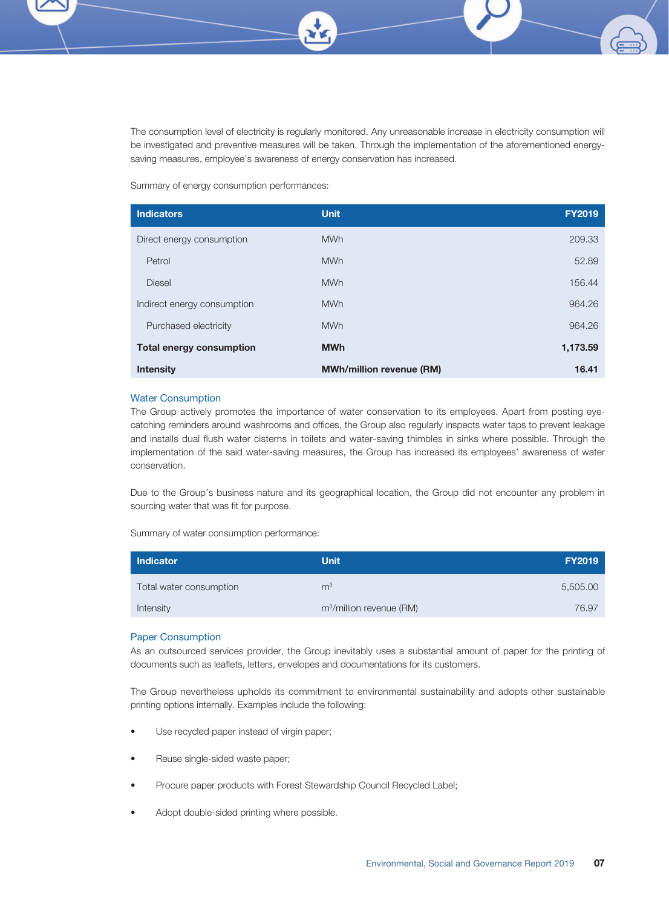The consumption level of electricity is regularly monitored. Any unreasonable increase in electricity consumption will be investigated and preventive measures will be taken. Through the implementation of the aforementioned energy-saving measures, employee's awareness of energy conservation has increased.

Summary of energy consumption performances:

| Indicators | Unit | FY2019 |
|---|---|---|
| Direct energy consumption | MWh | 209.33 |
| Petrol | MWh | 52.89 |
| Diesel | MWh | 156.44 |
| Indirect energy consumption | MWh | 964.26 |
| Purchased electricity | MWh | 964.26 |
| **Total energy consumption** | **MWh** | **1,173.59** |
| **Intensity** | **MWh/million revenue (RM)** | **16.41** |

## Water Consumption

The Group actively promotes the importance of water conservation to its employees. Apart from posting eye-catching reminders around washrooms and offices, the Group also regularly inspects water taps to prevent leakage and installs dual flush water cisterns in toilets and water-saving thimbles in sinks where possible. Through the implementation of the said water-saving measures, the Group has increased its employees' awareness of water conservation.

Due to the Group's business nature and its geographical location, the Group did not encounter any problem in sourcing water that was fit for purpose.

Summary of water consumption performance:

| Indicator | Unit | FY2019 |
|---|---|---|
| Total water consumption | $m^3$ | 5,505.00 |
| Intensity | $m^3$/million revenue (RM) | 76.97 |

## Paper Consumption

As an outsourced services provider, the Group inevitably uses a substantial amount of paper for the printing of documents such as leaflets, letters, envelopes and documentations for its customers.

The Group nevertheless upholds its commitment to environmental sustainability and adopts other sustainable printing options internally. Examples include the following:

- Use recycled paper instead of virgin paper;
- Reuse single-sided waste paper;
- Procure paper products with Forest Stewardship Council Recycled Label;
- Adopt double-sided printing where possible.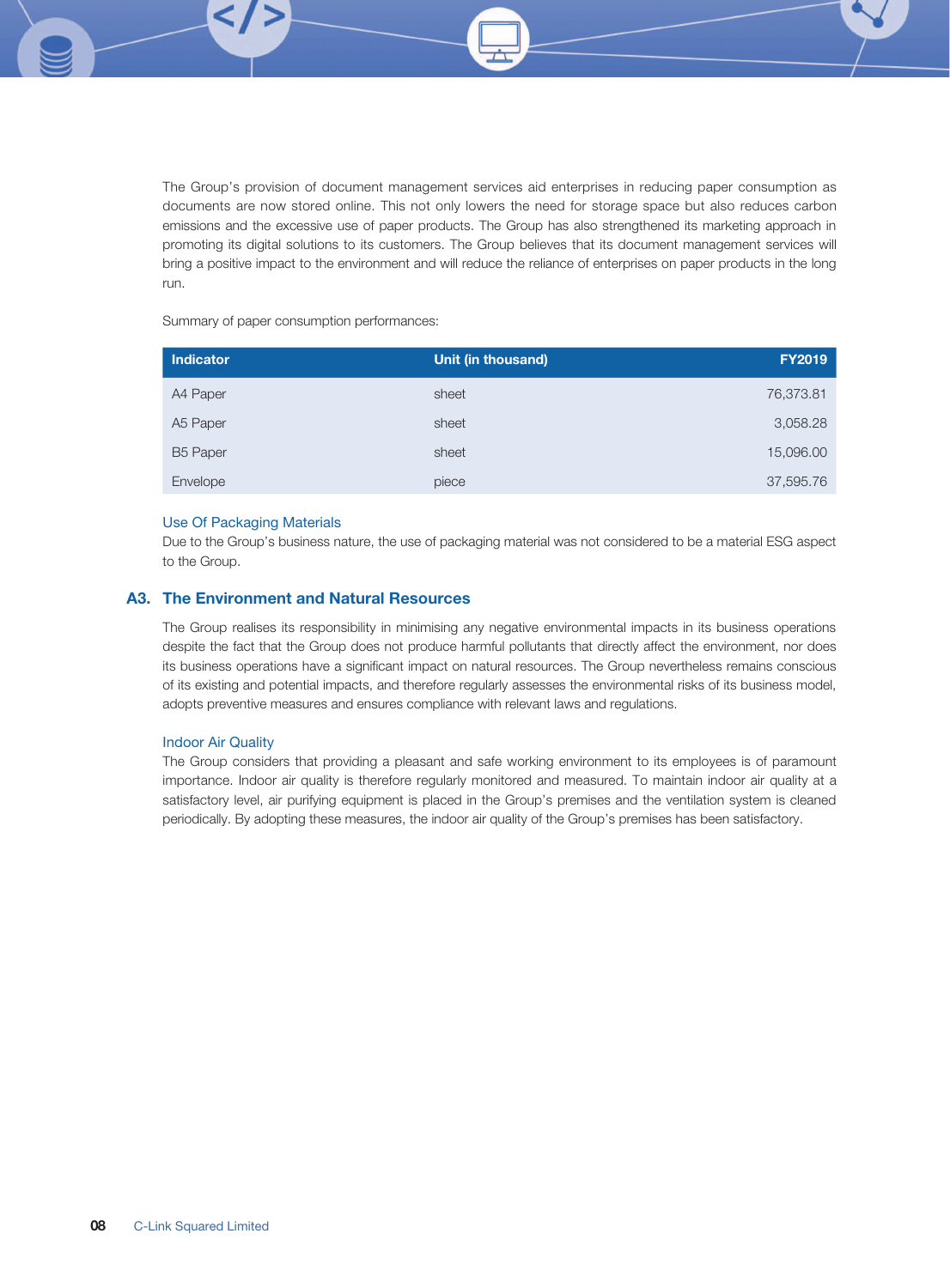The Group's provision of document management services aid enterprises in reducing paper consumption as documents are now stored online. This not only lowers the need for storage space but also reduces carbon emissions and the excessive use of paper products. The Group has also strengthened its marketing approach in promoting its digital solutions to its customers. The Group believes that its document management services will bring a positive impact to the environment and will reduce the reliance of enterprises on paper products in the long run.

Summary of paper consumption performances:

| Indicator | Unit (in thousand) | FY2019 |
|---|---|---|
| A4 Paper | sheet | 76,373.81 |
| A5 Paper | sheet | 3,058.28 |
| B5 Paper | sheet | 15,096.00 |
| Envelope | piece | 37,595.76 |

### Use Of Packaging Materials

Due to the Group's business nature, the use of packaging material was not considered to be a material ESG aspect to the Group.

## A3. The Environment and Natural Resources

The Group realises its responsibility in minimising any negative environmental impacts in its business operations despite the fact that the Group does not produce harmful pollutants that directly affect the environment, nor does its business operations have a significant impact on natural resources. The Group nevertheless remains conscious of its existing and potential impacts, and therefore regularly assesses the environmental risks of its business model, adopts preventive measures and ensures compliance with relevant laws and regulations.

### Indoor Air Quality

The Group considers that providing a pleasant and safe working environment to its employees is of paramount importance. Indoor air quality is therefore regularly monitored and measured. To maintain indoor air quality at a satisfactory level, air purifying equipment is placed in the Group's premises and the ventilation system is cleaned periodically. By adopting these measures, the indoor air quality of the Group's premises has been satisfactory.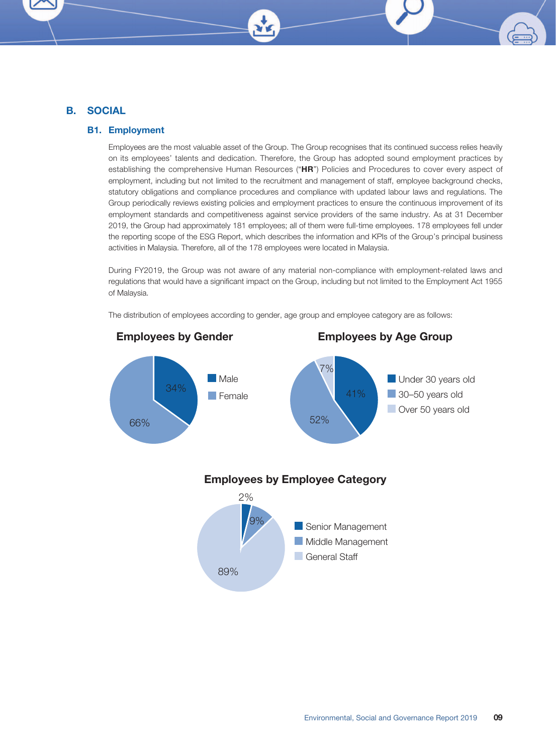## B. SOCIAL

### B1. Employment

Employees are the most valuable asset of the Group. The Group recognises that its continued success relies heavily on its employees' talents and dedication. Therefore, the Group has adopted sound employment practices by establishing the comprehensive Human Resources ("**HR**") Policies and Procedures to cover every aspect of employment, including but not limited to the recruitment and management of staff, employee background checks, statutory obligations and compliance procedures and compliance with updated labour laws and regulations. The Group periodically reviews existing policies and employment practices to ensure the continuous improvement of its employment standards and competitiveness against service providers of the same industry. As at 31 December 2019, the Group had approximately 181 employees; all of them were full-time employees. 178 employees fell under the reporting scope of the ESG Report, which describes the information and KPIs of the Group's principal business activities in Malaysia. Therefore, all of the 178 employees were located in Malaysia.

During FY2019, the Group was not aware of any material non-compliance with employment-related laws and regulations that would have a significant impact on the Group, including but not limited to the Employment Act 1955 of Malaysia.

The distribution of employees according to gender, age group and employee category are as follows:

**Employees by Gender**

- Male: 34%
- Female: 66%

**Employees by Age Group**

- Under 30 years old: 41%
- 30–50 years old: 52%
- Over 50 years old: 7%

**Employees by Employee Category**

- Senior Management: 2%
- Middle Management: 9%
- General Staff: 89%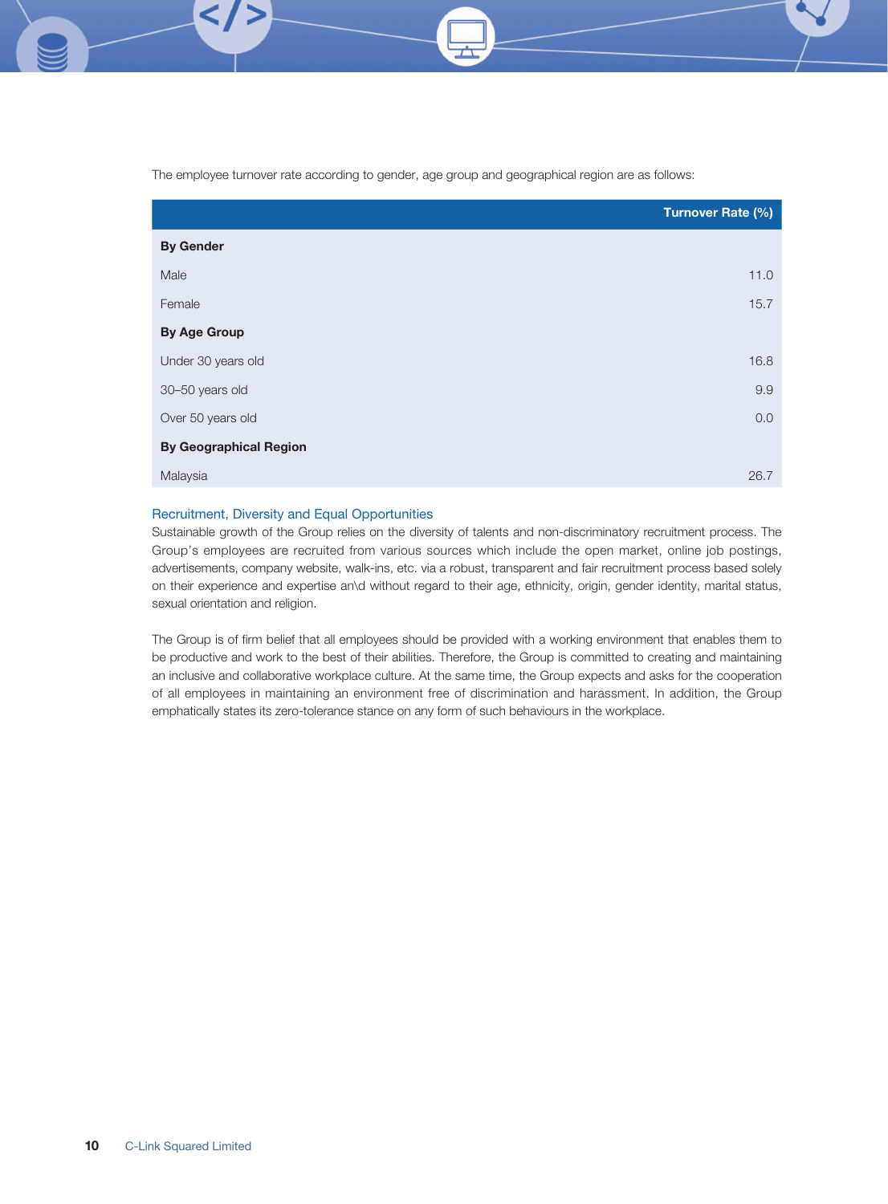The employee turnover rate according to gender, age group and geographical region are as follows:

| | Turnover Rate (%) |
|---|---|
| **By Gender** | |
| Male | 11.0 |
| Female | 15.7 |
| **By Age Group** | |
| Under 30 years old | 16.8 |
| 30–50 years old | 9.9 |
| Over 50 years old | 0.0 |
| **By Geographical Region** | |
| Malaysia | 26.7 |

### Recruitment, Diversity and Equal Opportunities

Sustainable growth of the Group relies on the diversity of talents and non-discriminatory recruitment process. The Group's employees are recruited from various sources which include the open market, online job postings, advertisements, company website, walk-ins, etc. via a robust, transparent and fair recruitment process based solely on their experience and expertise an\d without regard to their age, ethnicity, origin, gender identity, marital status, sexual orientation and religion.

The Group is of firm belief that all employees should be provided with a working environment that enables them to be productive and work to the best of their abilities. Therefore, the Group is committed to creating and maintaining an inclusive and collaborative workplace culture. At the same time, the Group expects and asks for the cooperation of all employees in maintaining an environment free of discrimination and harassment. In addition, the Group emphatically states its zero-tolerance stance on any form of such behaviours in the workplace.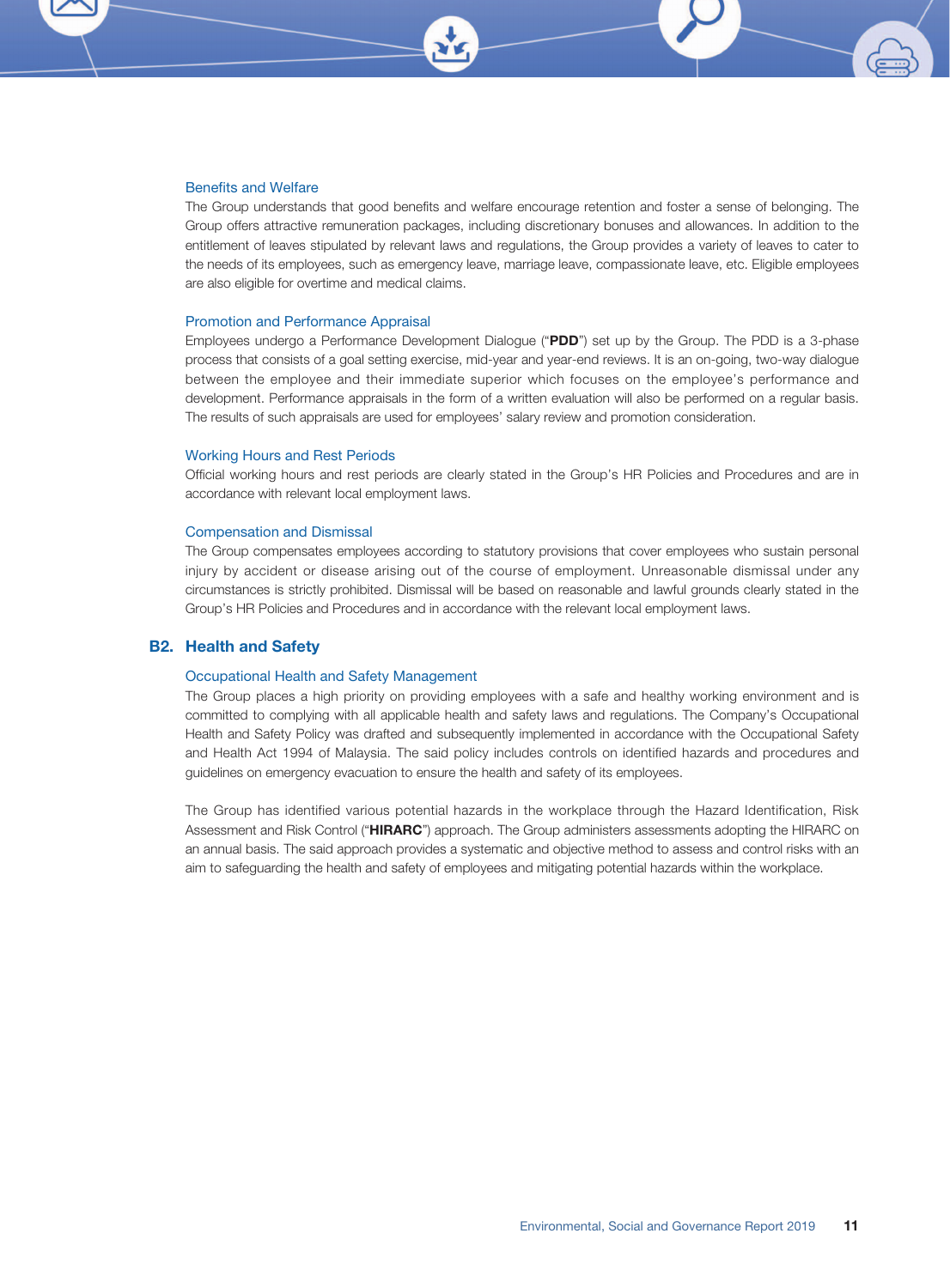### Benefits and Welfare

The Group understands that good benefits and welfare encourage retention and foster a sense of belonging. The Group offers attractive remuneration packages, including discretionary bonuses and allowances. In addition to the entitlement of leaves stipulated by relevant laws and regulations, the Group provides a variety of leaves to cater to the needs of its employees, such as emergency leave, marriage leave, compassionate leave, etc. Eligible employees are also eligible for overtime and medical claims.

### Promotion and Performance Appraisal

Employees undergo a Performance Development Dialogue ("**PDD**") set up by the Group. The PDD is a 3-phase process that consists of a goal setting exercise, mid-year and year-end reviews. It is an on-going, two-way dialogue between the employee and their immediate superior which focuses on the employee's performance and development. Performance appraisals in the form of a written evaluation will also be performed on a regular basis. The results of such appraisals are used for employees' salary review and promotion consideration.

### Working Hours and Rest Periods

Official working hours and rest periods are clearly stated in the Group's HR Policies and Procedures and are in accordance with relevant local employment laws.

### Compensation and Dismissal

The Group compensates employees according to statutory provisions that cover employees who sustain personal injury by accident or disease arising out of the course of employment. Unreasonable dismissal under any circumstances is strictly prohibited. Dismissal will be based on reasonable and lawful grounds clearly stated in the Group's HR Policies and Procedures and in accordance with the relevant local employment laws.

## B2. Health and Safety

### Occupational Health and Safety Management

The Group places a high priority on providing employees with a safe and healthy working environment and is committed to complying with all applicable health and safety laws and regulations. The Company's Occupational Health and Safety Policy was drafted and subsequently implemented in accordance with the Occupational Safety and Health Act 1994 of Malaysia. The said policy includes controls on identified hazards and procedures and guidelines on emergency evacuation to ensure the health and safety of its employees.

The Group has identified various potential hazards in the workplace through the Hazard Identification, Risk Assessment and Risk Control ("**HIRARC**") approach. The Group administers assessments adopting the HIRARC on an annual basis. The said approach provides a systematic and objective method to assess and control risks with an aim to safeguarding the health and safety of employees and mitigating potential hazards within the workplace.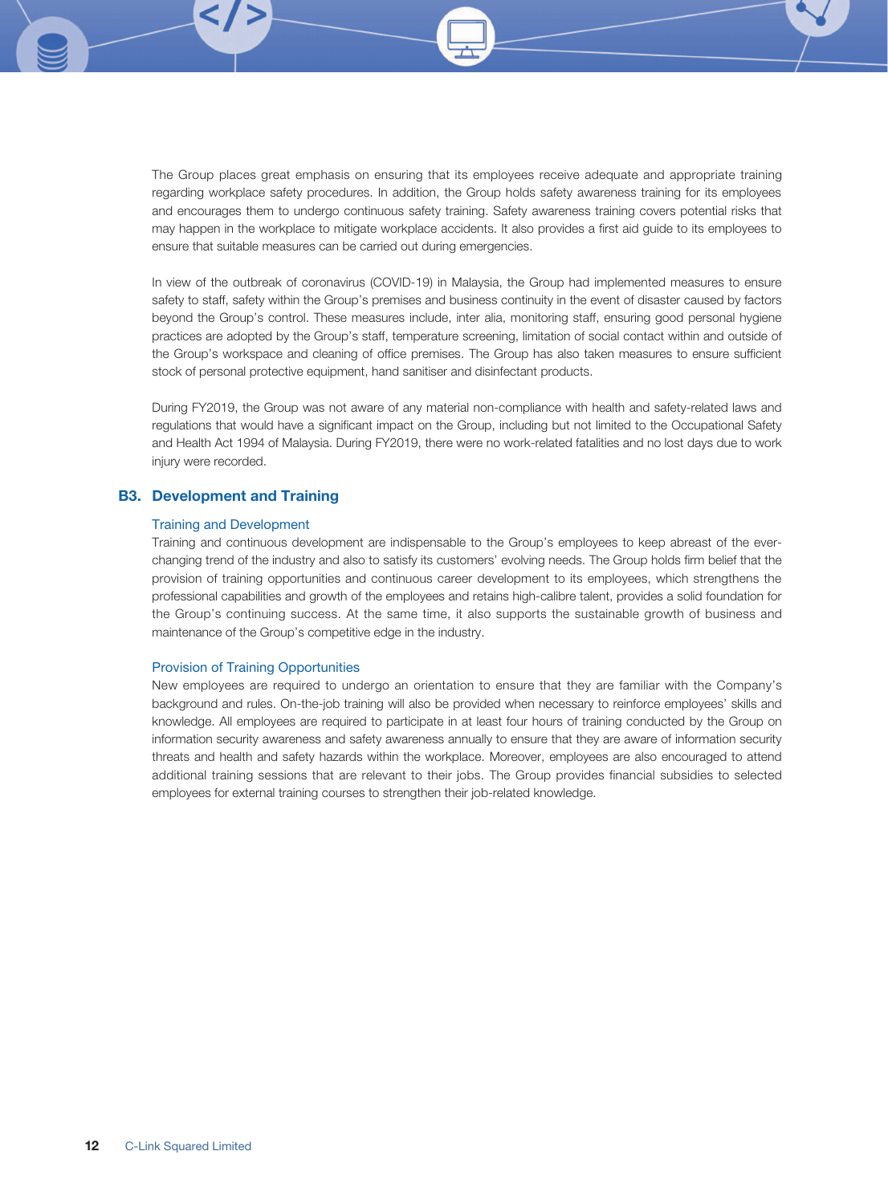The Group places great emphasis on ensuring that its employees receive adequate and appropriate training regarding workplace safety procedures. In addition, the Group holds safety awareness training for its employees and encourages them to undergo continuous safety training. Safety awareness training covers potential risks that may happen in the workplace to mitigate workplace accidents. It also provides a first aid guide to its employees to ensure that suitable measures can be carried out during emergencies.

In view of the outbreak of coronavirus (COVID-19) in Malaysia, the Group had implemented measures to ensure safety to staff, safety within the Group's premises and business continuity in the event of disaster caused by factors beyond the Group's control. These measures include, inter alia, monitoring staff, ensuring good personal hygiene practices are adopted by the Group's staff, temperature screening, limitation of social contact within and outside of the Group's workspace and cleaning of office premises. The Group has also taken measures to ensure sufficient stock of personal protective equipment, hand sanitiser and disinfectant products.

During FY2019, the Group was not aware of any material non-compliance with health and safety-related laws and regulations that would have a significant impact on the Group, including but not limited to the Occupational Safety and Health Act 1994 of Malaysia. During FY2019, there were no work-related fatalities and no lost days due to work injury were recorded.

## B3. Development and Training

### Training and Development

Training and continuous development are indispensable to the Group's employees to keep abreast of the ever-changing trend of the industry and also to satisfy its customers' evolving needs. The Group holds firm belief that the provision of training opportunities and continuous career development to its employees, which strengthens the professional capabilities and growth of the employees and retains high-calibre talent, provides a solid foundation for the Group's continuing success. At the same time, it also supports the sustainable growth of business and maintenance of the Group's competitive edge in the industry.

### Provision of Training Opportunities

New employees are required to undergo an orientation to ensure that they are familiar with the Company's background and rules. On-the-job training will also be provided when necessary to reinforce employees' skills and knowledge. All employees are required to participate in at least four hours of training conducted by the Group on information security awareness and safety awareness annually to ensure that they are aware of information security threats and health and safety hazards within the workplace. Moreover, employees are also encouraged to attend additional training sessions that are relevant to their jobs. The Group provides financial subsidies to selected employees for external training courses to strengthen their job-related knowledge.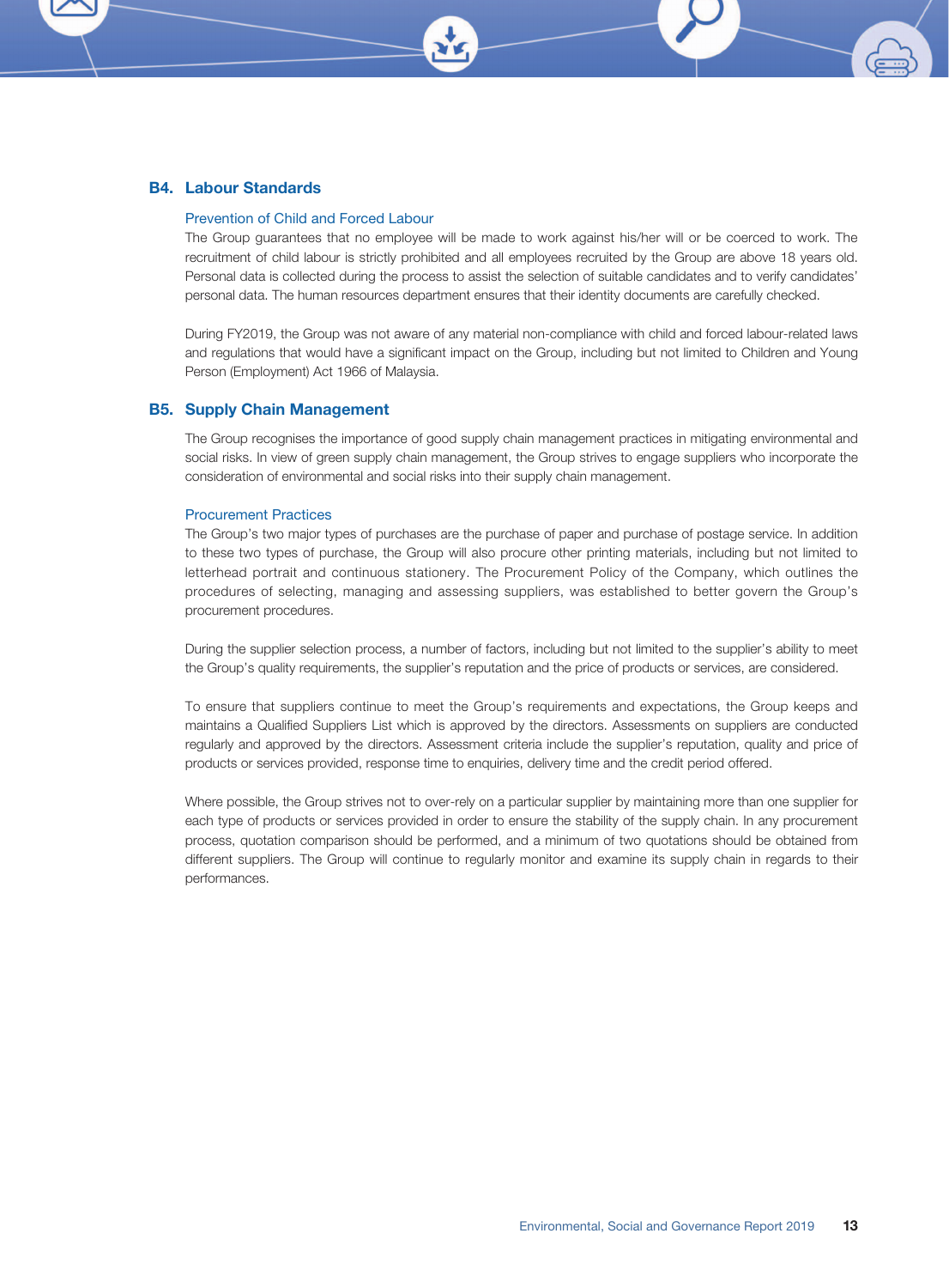## B4. Labour Standards

### Prevention of Child and Forced Labour

The Group guarantees that no employee will be made to work against his/her will or be coerced to work. The recruitment of child labour is strictly prohibited and all employees recruited by the Group are above 18 years old. Personal data is collected during the process to assist the selection of suitable candidates and to verify candidates' personal data. The human resources department ensures that their identity documents are carefully checked.

During FY2019, the Group was not aware of any material non-compliance with child and forced labour-related laws and regulations that would have a significant impact on the Group, including but not limited to Children and Young Person (Employment) Act 1966 of Malaysia.

## B5. Supply Chain Management

The Group recognises the importance of good supply chain management practices in mitigating environmental and social risks. In view of green supply chain management, the Group strives to engage suppliers who incorporate the consideration of environmental and social risks into their supply chain management.

### Procurement Practices

The Group's two major types of purchases are the purchase of paper and purchase of postage service. In addition to these two types of purchase, the Group will also procure other printing materials, including but not limited to letterhead portrait and continuous stationery. The Procurement Policy of the Company, which outlines the procedures of selecting, managing and assessing suppliers, was established to better govern the Group's procurement procedures.

During the supplier selection process, a number of factors, including but not limited to the supplier's ability to meet the Group's quality requirements, the supplier's reputation and the price of products or services, are considered.

To ensure that suppliers continue to meet the Group's requirements and expectations, the Group keeps and maintains a Qualified Suppliers List which is approved by the directors. Assessments on suppliers are conducted regularly and approved by the directors. Assessment criteria include the supplier's reputation, quality and price of products or services provided, response time to enquiries, delivery time and the credit period offered.

Where possible, the Group strives not to over-rely on a particular supplier by maintaining more than one supplier for each type of products or services provided in order to ensure the stability of the supply chain. In any procurement process, quotation comparison should be performed, and a minimum of two quotations should be obtained from different suppliers. The Group will continue to regularly monitor and examine its supply chain in regards to their performances.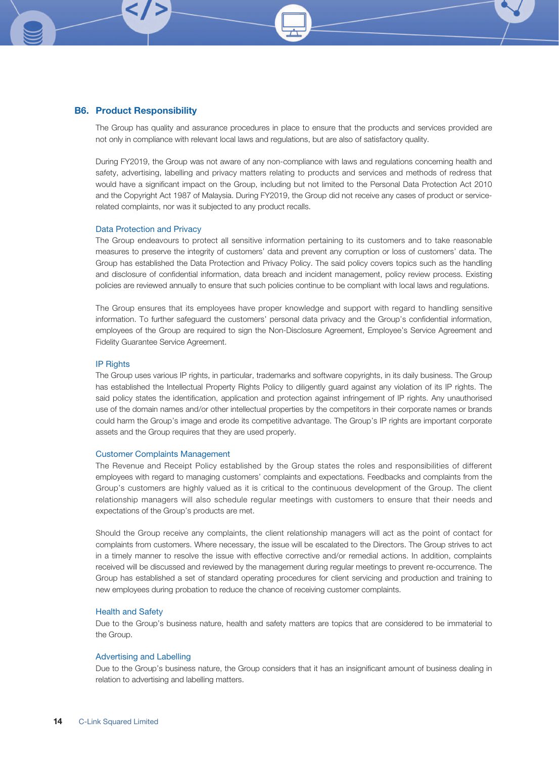## B6. Product Responsibility

The Group has quality and assurance procedures in place to ensure that the products and services provided are not only in compliance with relevant local laws and regulations, but are also of satisfactory quality.

During FY2019, the Group was not aware of any non-compliance with laws and regulations concerning health and safety, advertising, labelling and privacy matters relating to products and services and methods of redress that would have a significant impact on the Group, including but not limited to the Personal Data Protection Act 2010 and the Copyright Act 1987 of Malaysia. During FY2019, the Group did not receive any cases of product or service-related complaints, nor was it subjected to any product recalls.

### Data Protection and Privacy

The Group endeavours to protect all sensitive information pertaining to its customers and to take reasonable measures to preserve the integrity of customers' data and prevent any corruption or loss of customers' data. The Group has established the Data Protection and Privacy Policy. The said policy covers topics such as the handling and disclosure of confidential information, data breach and incident management, policy review process. Existing policies are reviewed annually to ensure that such policies continue to be compliant with local laws and regulations.

The Group ensures that its employees have proper knowledge and support with regard to handling sensitive information. To further safeguard the customers' personal data privacy and the Group's confidential information, employees of the Group are required to sign the Non-Disclosure Agreement, Employee's Service Agreement and Fidelity Guarantee Service Agreement.

### IP Rights

The Group uses various IP rights, in particular, trademarks and software copyrights, in its daily business. The Group has established the Intellectual Property Rights Policy to diligently guard against any violation of its IP rights. The said policy states the identification, application and protection against infringement of IP rights. Any unauthorised use of the domain names and/or other intellectual properties by the competitors in their corporate names or brands could harm the Group's image and erode its competitive advantage. The Group's IP rights are important corporate assets and the Group requires that they are used properly.

### Customer Complaints Management

The Revenue and Receipt Policy established by the Group states the roles and responsibilities of different employees with regard to managing customers' complaints and expectations. Feedbacks and complaints from the Group's customers are highly valued as it is critical to the continuous development of the Group. The client relationship managers will also schedule regular meetings with customers to ensure that their needs and expectations of the Group's products are met.

Should the Group receive any complaints, the client relationship managers will act as the point of contact for complaints from customers. Where necessary, the issue will be escalated to the Directors. The Group strives to act in a timely manner to resolve the issue with effective corrective and/or remedial actions. In addition, complaints received will be discussed and reviewed by the management during regular meetings to prevent re-occurrence. The Group has established a set of standard operating procedures for client servicing and production and training to new employees during probation to reduce the chance of receiving customer complaints.

### Health and Safety

Due to the Group's business nature, health and safety matters are topics that are considered to be immaterial to the Group.

### Advertising and Labelling

Due to the Group's business nature, the Group considers that it has an insignificant amount of business dealing in relation to advertising and labelling matters.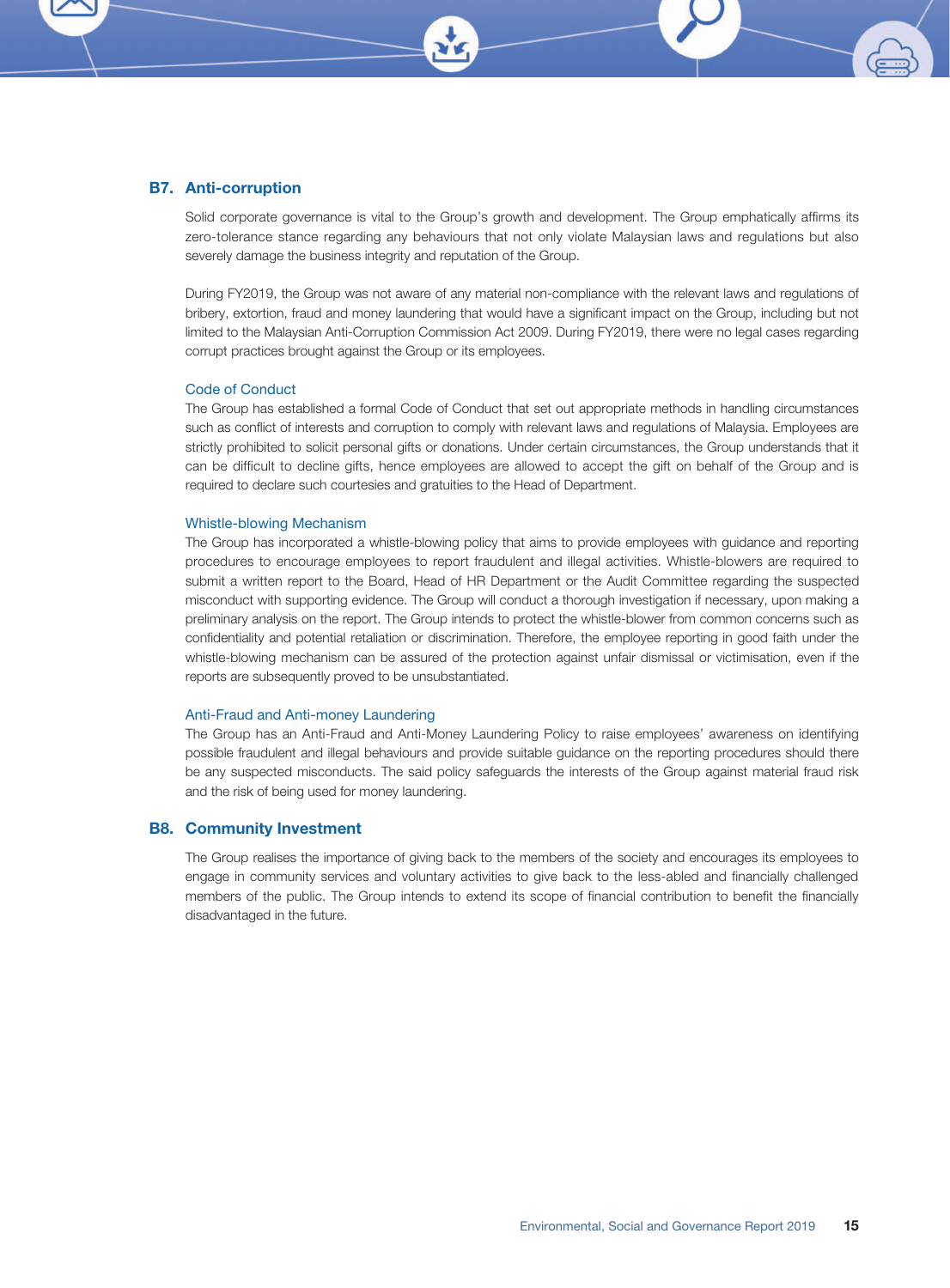## B7. Anti-corruption

Solid corporate governance is vital to the Group's growth and development. The Group emphatically affirms its zero-tolerance stance regarding any behaviours that not only violate Malaysian laws and regulations but also severely damage the business integrity and reputation of the Group.

During FY2019, the Group was not aware of any material non-compliance with the relevant laws and regulations of bribery, extortion, fraud and money laundering that would have a significant impact on the Group, including but not limited to the Malaysian Anti-Corruption Commission Act 2009. During FY2019, there were no legal cases regarding corrupt practices brought against the Group or its employees.

### Code of Conduct

The Group has established a formal Code of Conduct that set out appropriate methods in handling circumstances such as conflict of interests and corruption to comply with relevant laws and regulations of Malaysia. Employees are strictly prohibited to solicit personal gifts or donations. Under certain circumstances, the Group understands that it can be difficult to decline gifts, hence employees are allowed to accept the gift on behalf of the Group and is required to declare such courtesies and gratuities to the Head of Department.

### Whistle-blowing Mechanism

The Group has incorporated a whistle-blowing policy that aims to provide employees with guidance and reporting procedures to encourage employees to report fraudulent and illegal activities. Whistle-blowers are required to submit a written report to the Board, Head of HR Department or the Audit Committee regarding the suspected misconduct with supporting evidence. The Group will conduct a thorough investigation if necessary, upon making a preliminary analysis on the report. The Group intends to protect the whistle-blower from common concerns such as confidentiality and potential retaliation or discrimination. Therefore, the employee reporting in good faith under the whistle-blowing mechanism can be assured of the protection against unfair dismissal or victimisation, even if the reports are subsequently proved to be unsubstantiated.

### Anti-Fraud and Anti-money Laundering

The Group has an Anti-Fraud and Anti-Money Laundering Policy to raise employees' awareness on identifying possible fraudulent and illegal behaviours and provide suitable guidance on the reporting procedures should there be any suspected misconducts. The said policy safeguards the interests of the Group against material fraud risk and the risk of being used for money laundering.

## B8. Community Investment

The Group realises the importance of giving back to the members of the society and encourages its employees to engage in community services and voluntary activities to give back to the less-abled and financially challenged members of the public. The Group intends to extend its scope of financial contribution to benefit the financially disadvantaged in the future.